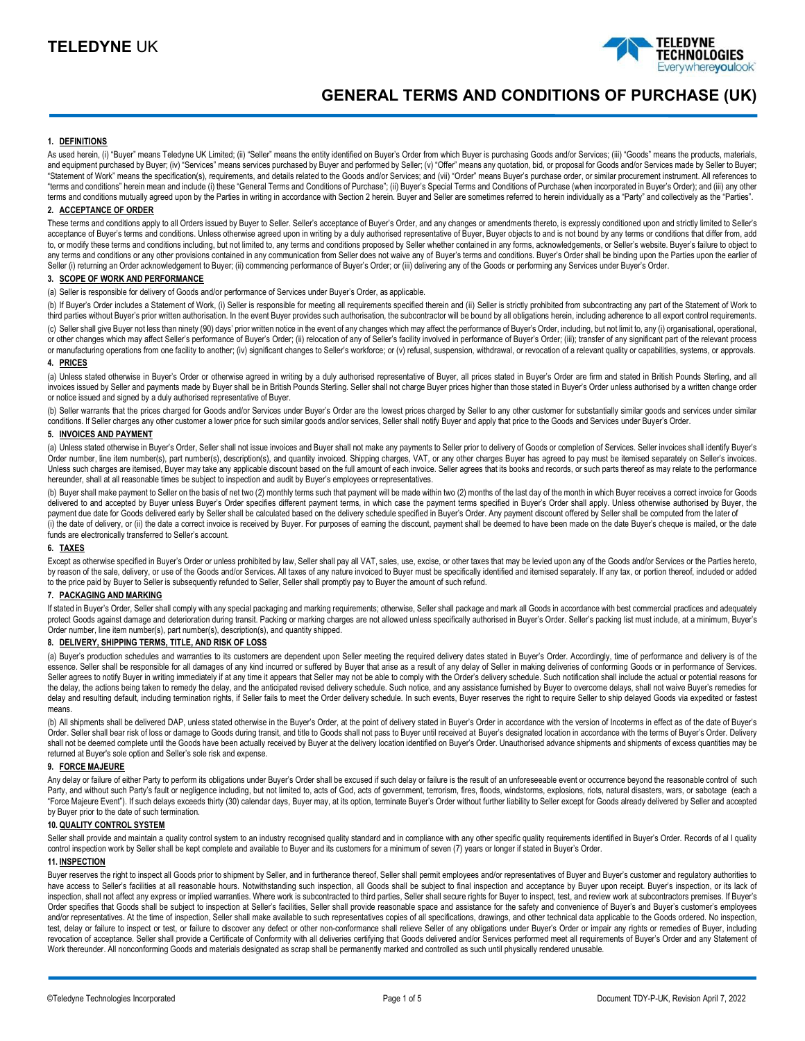# TELEDYNE UK

# GENERAL TERMS AND CONDITIONS OF PURCHASE (UK)

## 1. DEFINITIONS

As used herein, (i) "Buyer" means Teledyne UK Limited; (ii) "Seller" means the entity identified on Buyer's Order from which Buyer is purchasing Goods and/or Services; (iii) "Goods" means the products, materials, and equipment purchased by Buyer; (iv) "Services" means services purchased by Buyer and performed by Seller; (v) "Offer" means any quotation, bid, or proposal for Goods and/or Services made by Seller to Buyer; "Statement of Work" means the specification(s), requirements, and details related to the Goods and/or Services; and (vii) "Order" means Buyer's purchase order, or similar procurement instrument. All references to "terms and conditions" herein mean and include (i) these "General Terms and Conditions of Purchase"; (ii) Buyer's Special Terms and Conditions of Purchase (when incorporated in Buyer's Order); and (iii) any other terms and conditions mutually agreed upon by the Parties in writing in accordance with Section 2 herein. Buyer and Seller are sometimes referred to herein individually as a "Party" and collectively as the "Parties".

## 2. ACCEPTANCE OF ORDER

These terms and conditions apply to all Orders issued by Buyer to Seller. Seller's acceptance of Buyer's Order, and any changes or amendments thereto, is expressly conditioned upon and strictly limited to Seller's acceptance of Buyer's terms and conditions. Unless otherwise agreed upon in writing by a duly authorised representative of Buyer, Buyer objects to and is not bound by any terms or conditions that differ from, add to, or modify these terms and conditions including, but not limited to, any terms and conditions proposed by Seller whether contained in any forms, acknowledgements, or Seller's website. Buyer's failure to object to any terms and conditions or any other provisions contained in any communication from Seller does not waive any of Buyer's terms and conditions. Buyer's Order shall be binding upon the Parties upon the earlier of Seller (i) returning an Order acknowledgement to Buyer; (ii) commencing performance of Buyer's Order; or (iii) delivering any of the Goods or performing any Services under Buyer's Order.

## 3. SCOPE OF WORK AND PERFORMANCE

(a) Seller is responsible for delivery of Goods and/or performance of Services under Buyer's Order, as applicable.

(b) If Buyer's Order includes a Statement of Work, (i) Seller is responsible for meeting all requirements specified therein and (ii) Seller is strictly prohibited from subcontracting any part of the Statement of Work to third parties without Buyer's prior written authorisation. In the event Buyer provides such authorisation, the subcontractor will be bound by all obligations herein, including adherence to all export control requirements.

(c) Seller shall give Buyer not less than ninety (90) days' prior written notice in the event of any changes which may affect the performance of Buyer's Order, including, but not limit to, any (i) organisational, operational, or other changes which may affect Seller's performance of Buyer's Order; (ii) relocation of any of Seller's facility involved in performance of Buyer's Order; (iii); transfer of any significant part of the relevant process or manufacturing operations from one facility to another; (iv) significant changes to Seller's workforce; or (v) refusal, suspension, withdrawal, or revocation of a relevant quality or capabilities, systems, or approvals.

## 4. PRICES

(a) Unless stated otherwise in Buyer's Order or otherwise agreed in writing by a duly authorised representative of Buyer, all prices stated in Buyer's Order are firm and stated in British Pounds Sterling, and all invoices issued by Seller and payments made by Buyer shall be in British Pounds Sterling. Seller shall not charge Buyer prices higher than those stated in Buyer's Order unless authorised by a written change order or notice issued and signed by a duly authorised representative of Buyer.

(b) Seller warrants that the prices charged for Goods and/or Services under Buyer's Order are the lowest prices charged by Seller to any other customer for substantially similar goods and services under similar conditions. If Seller charges any other customer a lower price for such similar goods and/or services, Seller shall notify Buyer and apply that price to the Goods and Services under Buyer's Order.

## 5. INVOICES AND PAYMENT

(a) Unless stated otherwise in Buyer's Order, Seller shall not issue invoices and Buyer shall not make any payments to Seller prior to delivery of Goods or completion of Services. Seller invoices shall identify Buyer's Order number, line item number(s), part number(s), description(s), and quantity invoiced. Shipping charges, VAT, or any other charges Buyer has agreed to pay must be itemised separately on Seller's invoices. Unless such charges are itemised, Buyer may take any applicable discount based on the full amount of each invoice. Seller agrees that its books and records, or such parts thereof as may relate to the performance hereunder, shall at all reasonable times be subject to inspection and audit by Buyer's employees or representatives.

(b) Buyer shall make payment to Seller on the basis of net two (2) monthly terms such that payment will be made within two (2) months of the last day of the month in which Buyer receives a correct invoice for Goods delivered to and accepted by Buyer unless Buyer's Order specifies different payment terms, in which case the payment terms specified in Buyer's Order shall apply. Unless otherwise authorised by Buyer, the payment due date for Goods delivered early by Seller shall be calculated based on the delivery schedule specified in Buyer's Order. Any payment discount offered by Seller shall be computed from the later of (i) the date of delivery, or (ii) the date a correct invoice is received by Buyer. For purposes of earning the discount, payment shall be deemed to have been made on the date Buyer's cheque is mailed, or the date funds are electronically transferred to Seller's account.

## 6. TAXES

Except as otherwise specified in Buyer's Order or unless prohibited by law, Seller shall pay all VAT, sales, use, excise, or other taxes that may be levied upon any of the Goods and/or Services or the Parties hereto, by reason of the sale, delivery, or use of the Goods and/or Services. All taxes of any nature invoiced to Buyer must be specifically identified and itemised separately. If any tax, or portion thereof, included or added to the price paid by Buyer to Seller is subsequently refunded to Seller, Seller shall promptly pay to Buyer the amount of such refund.

## 7. PACKAGING AND MARKING

If stated in Buyer's Order, Seller shall comply with any special packaging and marking requirements; otherwise, Seller shall package and mark all Goods in accordance with best commercial practices and adequately protect Goods against damage and deterioration during transit. Packing or marking charges are not allowed unless specifically authorised in Buyer's Order. Seller's packing list must include, at a minimum, Buyer's Order number, line item number(s), part number(s), description(s), and quantity shipped.

## 8. DELIVERY, SHIPPING TERMS, TITLE, AND RISK OF LOSS

(a) Buyer's production schedules and warranties to its customers are dependent upon Seller meeting the required delivery dates stated in Buyer's Order. Accordingly, time of performance and delivery is of the essence. Seller shall be responsible for all damages of any kind incurred or suffered by Buyer that arise as a result of any delay of Seller in making deliveries of conforming Goods or in performance of Services. Seller agrees to notify Buyer in writing immediately if at any time it appears that Seller may not be able to comply with the Order's delivery schedule. Such notification shall include the actual or potential reasons for the delay, the actions being taken to remedy the delay, and the anticipated revised delivery schedule. Such notice, and any assistance furnished by Buyer to overcome delays, shall not waive Buyer's remedies for delay and resulting default, including termination rights, if Seller fails to meet the Order delivery schedule. In such events, Buyer reserves the right to require Seller to ship delayed Goods via expedited or fastest means.

(b) All shipments shall be delivered DAP, unless stated otherwise in the Buyer's Order, at the point of delivery stated in Buyer's Order in accordance with the version of Incoterms in effect as of the date of Buyer's Order. Seller shall bear risk of loss or damage to Goods during transit, and title to Goods shall not pass to Buyer until received at Buyer's designated location in accordance with the terms of Buyer's Order. Delivery shall not be deemed complete until the Goods have been actually received by Buyer at the delivery location identified on Buyer's Order. Unauthorised advance shipments and shipments of excess quantities may be returned at Buyer's sole option and Seller's sole risk and expense.

## 9. FORCE MAJEURE

Any delay or failure of either Party to perform its obligations under Buyer's Order shall be excused if such delay or failure is the result of an unforeseeable event or occurrence beyond the reasonable control of such Party, and without such Party's fault or negligence including, but not limited to, acts of God, acts of government, terrorism, fires, floods, windstorms, explosions, riots, natural disasters, wars, or sabotage (each a "Force Majeure Event"). If such delays exceeds thirty (30) calendar days, Buyer may, at its option, terminate Buyer's Order without further liability to Seller except for Goods already delivered by Seller and accepted by Buyer prior to the date of such termination.

## 10. QUALITY CONTROL SYSTEM

Seller shall provide and maintain a quality control system to an industry recognised quality standard and in compliance with any other specific quality requirements identified in Buyer's Order. Records of al l quality control inspection work by Seller shall be kept complete and available to Buyer and its customers for a minimum of seven (7) years or longer if stated in Buyer's Order.

## 11. INSPECTION

Buyer reserves the right to inspect all Goods prior to shipment by Seller, and in furtherance thereof, Seller shall permit employees and/or representatives of Buyer and Buyer's customer and regulatory authorities to have access to Seller's facilities at all reasonable hours. Notwithstanding such inspection, all Goods shall be subject to final inspection and acceptance by Buyer upon receipt. Buyer's inspection, or its lack of inspection, shall not affect any express or implied warranties. Where work is subcontracted to third parties, Seller shall secure rights for Buyer to inspect, test, and review work at subcontractors premises. If Buyer's Order specifies that Goods shall be subject to inspection at Seller's facilities, Seller shall provide reasonable space and assistance for the safety and convenience of Buyer's and Buyer's customer's employees and/or representatives. At the time of inspection, Seller shall make available to such representatives copies of all specifications, drawings, and other technical data applicable to the Goods ordered. No inspection, test, delay or failure to inspect or test, or failure to discover any defect or other non-conformance shall relieve Seller of any obligations under Buyer's Order or impair any rights or remedies of Buyer, including revocation of acceptance. Seller shall provide a Certificate of Conformity with all deliveries certifying that Goods delivered and/or Services performed meet all requirements of Buyer's Order and any Statement of Work thereunder. All nonconforming Goods and materials designated as scrap shall be permanently marked and controlled as such until physically rendered unusable.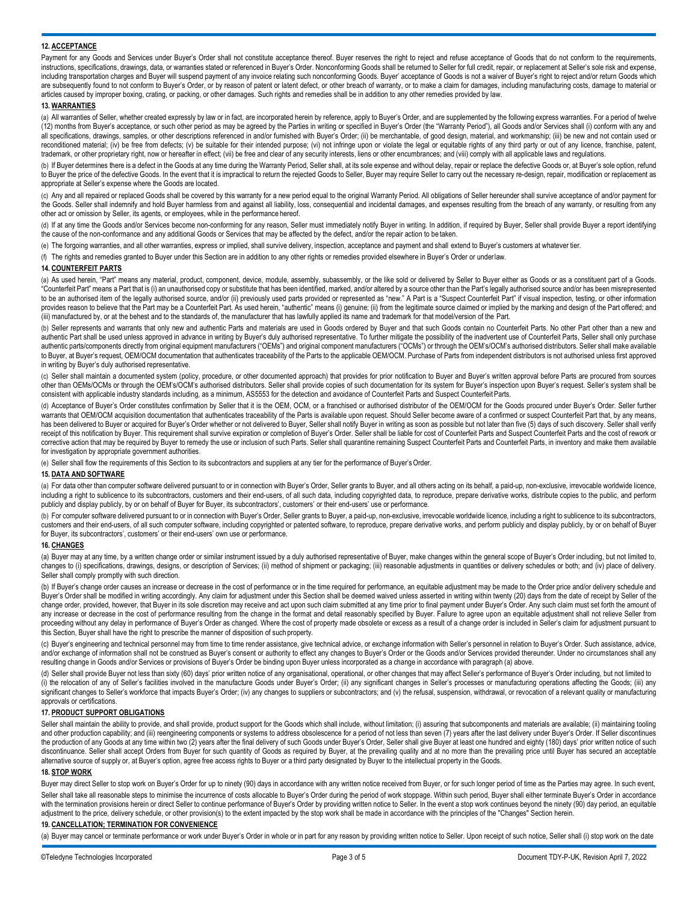## 12. ACCEPTANCE

Payment for any Goods and Services under Buyer's Order shall not constitute acceptance thereof. Buyer reserves the right to reject and refuse acceptance of Goods that do not conform to the requirements, instructions, specifications, drawings, data, or warranties stated or referenced in Buyer's Order. Nonconforming Goods shall be returned to Seller for full credit, repair, or replacement at Seller's sole risk and expense, including transportation charges and Buyer will suspend payment of any invoice relating such nonconforming Goods. Buyer' acceptance of Goods is not a waiver of Buyer's right to reject and/or return Goods which are subsequently found to not conform to Buyer's Order, or by reason of patent or latent defect, or other breach of warranty, or to make a claim for damages, including manufacturing costs, damage to material or articles caused by improper boxing, crating, or packing, or other damages. Such rights and remedies shall be in addition to any other remedies provided by law.

## 13. WARRANTIES

(a) All warranties of Seller, whether created expressly by law or in fact, are incorporated herein by reference, apply to Buyer's Order, and are supplemented by the following express warranties. For a period of twelve (12) months from Buyer's acceptance, or such other period as may be agreed by the Parties in writing or specified in Buyer's Order (the "Warranty Period"), all Goods and/or Services shall (i) conform with any and all specifications, drawings, samples, or other descriptions referenced in and/or furnished with Buyer's Order; (ii) be merchantable, of good design, material, and workmanship; (iii) be new and not contain used or reconditioned material; (iv) be free from defects; (v) be suitable for their intended purpose; (vi) not infringe upon or violate the legal or equitable rights of any third party or out of any licence, franchise, patent, trademark, or other proprietary right, now or hereafter in effect; (vii) be free and clear of any security interests, liens or other encumbrances; and (viii) comply with all applicable laws and regulations.

(b) If Buyer determines there is a defect in the Goods at any time during the Warranty Period, Seller shall, at its sole expense and without delay, repair or replace the defective Goods or, at Buyer's sole option, refund to Buyer the price of the defective Goods. In the event that it is impractical to return the rejected Goods to Seller, Buyer may require Seller to carry out the necessary re-design, repair, modification or replacement as appropriate at Seller's expense where the Goods are located.

(c) Any and all repaired or replaced Goods shall be covered by this warranty for a new period equal to the original Warranty Period. All obligations of Seller hereunder shall survive acceptance of and/or payment for the Goods. Seller shall indemnify and hold Buyer harmless from and against all liability, loss, consequential and incidental damages, and expenses resulting from the breach of any warranty, or resulting from any other act or omission by Seller, its agents, or employees, while in the performance hereof.

(d) If at any time the Goods and/or Services become non-conforming for any reason, Seller must immediately notify Buyer in writing. In addition, if required by Buyer, Seller shall provide Buyer a report identifying the cause of the non-conformance and any additional Goods or Services that may be affected by the defect, and/or the repair action to be taken.

(e) The forgoing warranties, and all other warranties, express or implied, shall survive delivery, inspection, acceptance and payment and shall extend to Buyer's customers at whatever tier.

(f) The rights and remedies granted to Buyer under this Section are in addition to any other rights or remedies provided elsewhere in Buyer's Order or under law.

## 14. COUNTERFEIT PARTS

(a) As used herein, "Part" means any material, product, component, device, module, assembly, subassembly, or the like sold or delivered by Seller to Buyer either as Goods or as a constituent part of a Goods. "Counterfeit Part" means a Part that is (i) an unauthorised copy or substitute that has been identified, marked, and/or altered by a source other than the Part's legally authorised source and/or has been misrepresented to be an authorised item of the legally authorised source, and/or (ii) previously used parts provided or represented as "new." A Part is a "Suspect Counterfeit Part" if visual inspection, testing, or other information provides reason to believe that the Part may be a Counterfeit Part. As used herein, "authentic" means (i) genuine; (ii) from the legitimate source claimed or implied by the marking and design of the Part offered; and (iii) manufactured by, or at the behest and to the standards of, the manufacturer that has lawfully applied its name and trademark for that model/version of the Part.

(b) Seller represents and warrants that only new and authentic Parts and materials are used in Goods ordered by Buyer and that such Goods contain no Counterfeit Parts. No other Part other than a new and authentic Part shall be used unless approved in advance in writing by Buyer's duly authorised representative. To further mitigate the possibility of the inadvertent use of Counterfeit Parts, Seller shall only purchase authentic parts/components directly from original equipment manufacturers ("OEMs") and original component manufacturers ("OCMs") or through the OEM's/OCM's authorised distributors. Seller shall make available to Buyer, at Buyer's request, OEM/OCM documentation that authenticates traceability of the Parts to the applicable OEM/OCM. Purchase of Parts from independent distributors is not authorised unless first approved in writing by Buyer's duly authorised representative.

(c) Seller shall maintain a documented system (policy, procedure, or other documented approach) that provides for prior notification to Buyer and Buyer's written approval before Parts are procured from sources other than OEMs/OCMs or through the OEM's/OCM's authorised distributors. Seller shall provide copies of such documentation for its system for Buyer's inspection upon Buyer's request. Seller's system shall be consistent with applicable industry standards including, as a minimum, AS5553 for the detection and avoidance of Counterfeit Parts and Suspect Counterfeit Parts.

(d) Acceptance of Buyer's Order constitutes confirmation by Seller that it is the OEM, OCM, or a franchised or authorised distributor of the OEM/OCM for the Goods procured under Buyer's Order. Seller further warrants that OEM/OCM acquisition documentation that authenticates traceability of the Parts is available upon request. Should Seller become aware of a confirmed or suspect Counterfeit Part that, by any means, has been delivered to Buyer or acquired for Buyer's Order whether or not delivered to Buyer, Seller shall notify Buyer in writing as soon as possible but not later than five (5) days of such discovery. Seller shall verify receipt of this notification by Buyer. This requirement shall survive expiration or completion of Buyer's Order. Seller shall be liable for cost of Counterfeit Parts and Suspect Counterfeit Parts and the cost of rework or corrective action that may be required by Buyer to remedy the use or inclusion of such Parts. Seller shall quarantine remaining Suspect Counterfeit Parts and Counterfeit Parts, in inventory and make them available for investigation by appropriate government authorities.

(e) Seller shall flow the requirements of this Section to its subcontractors and suppliers at any tier for the performance of Buyer's Order.

## 15. DATA AND SOFTWARE

(a) For data other than computer software delivered pursuant to or in connection with Buyer's Order, Seller grants to Buyer, and all others acting on its behalf, a paid-up, non-exclusive, irrevocable worldwide licence, including a right to sublicence to its subcontractors, customers and their end-users, of all such data, including copyrighted data, to reproduce, prepare derivative works, distribute copies to the public, and perform publicly and display publicly, by or on behalf of Buyer for Buyer, its subcontractors', customers' or their end-users' use or performance.

(b) For computer software delivered pursuant to or in connection with Buyer's Order, Seller grants to Buyer, a paid-up, non-exclusive, irrevocable worldwide licence, including a right to sublicence to its subcontractors, customers and their end-users, of all such computer software, including copyrighted or patented software, to reproduce, prepare derivative works, and perform publicly and display publicly, by or on behalf of Buyer for Buyer, its subcontractors', customers' or their end-users' own use or performance.

## 16. CHANGES

(a) Buyer may at any time, by a written change order or similar instrument issued by a duly authorised representative of Buyer, make changes within the general scope of Buyer's Order including, but not limited to, changes to (i) specifications, drawings, designs, or description of Services; (ii) method of shipment or packaging; (iii) reasonable adjustments in quantities or delivery schedules or both; and (iv) place of delivery. Seller shall comply promptly with such direction.

(b) If Buyer's change order causes an increase or decrease in the cost of performance or in the time required for performance, an equitable adjustment may be made to the Order price and/or delivery schedule and Buyer's Order shall be modified in writing accordingly. Any claim for adjustment under this Section shall be deemed waived unless asserted in writing within twenty (20) days from the date of receipt by Seller of the change order, provided, however, that Buyer in its sole discretion may receive and act upon such claim submitted at any time prior to final payment under Buyer's Order. Any such claim must set forth the amount of any increase or decrease in the cost of performance resulting from the change in the format and detail reasonably specified by Buyer. Failure to agree upon an equitable adjustment shall not relieve Seller from proceeding without any delay in performance of Buyer's Order as changed. Where the cost of property made obsolete or excess as a result of a change order is included in Seller's claim for adjustment pursuant to this Section, Buyer shall have the right to prescribe the manner of disposition of such property.

(c) Buyer's engineering and technical personnel may from time to time render assistance, give technical advice, or exchange information with Seller's personnel in relation to Buyer's Order. Such assistance, advice, and/or exchange of information shall not be construed as Buyer's consent or authority to effect any changes to Buyer's Order or the Goods and/or Services provided thereunder. Under no circumstances shall any resulting change in Goods and/or Services or provisions of Buyer's Order be binding upon Buyer unless incorporated as a change in accordance with paragraph (a) above.

(d) Seller shall provide Buyer not less than sixty (60) days' prior written notice of any organisational, operational, or other changes that may affect Seller's performance of Buyer's Order including, but not limited to (i) the relocation of any of Seller's facilities involved in the manufacture Goods under Buyer's Order; (ii) any significant changes in Seller's processes or manufacturing operations affecting the Goods; (iii) any significant changes to Seller's workforce that impacts Buyer's Order; (iv) any changes to suppliers or subcontractors; and (v) the refusal, suspension, withdrawal, or revocation of a relevant quality or manufacturing approvals or certifications.

## 17. PRODUCT SUPPORT OBLIGATIONS

Seller shall maintain the ability to provide, and shall provide, product support for the Goods which shall include, without limitation; (i) assuring that subcomponents and materials are available; (ii) maintaining tooling and other production capability; and (iii) reengineering components or systems to address obsolescence for a period of not less than seven (7) years after the last delivery under Buyer's Order. If Seller discontinues the production of any Goods at any time within two (2) years after the final delivery of such Goods under Buyer's Order, Seller shall give Buyer at least one hundred and eighty (180) days' prior written notice of such discontinuance. Seller shall accept Orders from Buyer for such quantity of Goods as required by Buyer, at the prevailing quality and at no more than the prevailing price until Buyer has secured an acceptable alternative source of supply or, at Buyer's option, agree free access rights to Buyer or a third party designated by Buyer to the intellectual property in the Goods.

## 18. STOP WORK

Buyer may direct Seller to stop work on Buyer's Order for up to ninety (90) days in accordance with any written notice received from Buyer, or for such longer period of time as the Parties may agree. In such event, Seller shall take all reasonable steps to minimise the incurrence of costs allocable to Buyer's Order during the period of work stoppage. Within such period, Buyer shall either terminate Buyer's Order in accordance with the termination provisions herein or direct Seller to continue performance of Buyer's Order by providing written notice to Seller. In the event a stop work continues beyond the ninety (90) day period, an equitable adjustment to the price, delivery schedule, or other provision(s) to the extent impacted by the stop work shall be made in accordance with the principles of the "Changes" Section herein.

## 19. CANCELLATION; TERMINATION FOR CONVENIENCE

(a) Buyer may cancel or terminate performance or work under Buyer's Order in whole or in part for any reason by providing written notice to Seller. Upon receipt of such notice, Seller shall (i) stop work on the date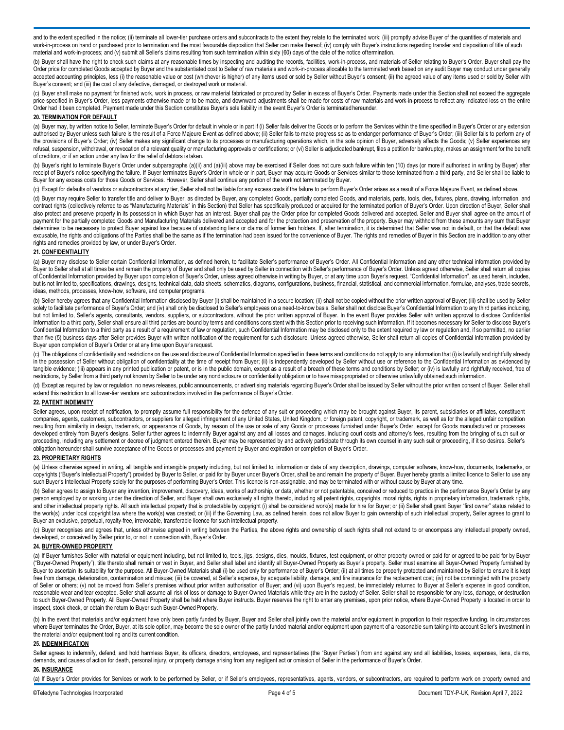and to the extent specified in the notice; (ii) terminate all lower-tier purchase orders and subcontracts to the extent they relate to the terminated work; (iii) promptly advise Buyer of the quantities of materials and work-in-process on hand or purchased prior to termination and the most favourable disposition that Seller can make thereof; (iv) comply with Buyer's instructions regarding transfer and disposition of title of such material and work-in-process; and (v) submit all Seller's claims resulting from such termination within sixty (60) days of the date of the notice of termination.

(b) Buyer shall have the right to check such claims at any reasonable times by inspecting and auditing the records, facilities, work-in-process, and materials of Seller relating to Buyer's Order. Buyer shall pay the Order price for completed Goods accepted by Buyer and the substantiated cost to Seller of raw materials and work-in-process allocable to the terminated work based on any audit Buyer may conduct under generally accepted accounting principles, less (i) the reasonable value or cost (whichever is higher) of any items used or sold by Seller without Buyer's consent; (ii) the agreed value of any items used or sold by Seller with Buyer's consent; and (iii) the cost of any defective, damaged, or destroyed work or material.

(c) Buyer shall make no payment for finished work, work in process, or raw material fabricated or procured by Seller in excess of Buyer's Order. Payments made under this Section shall not exceed the aggregate price specified in Buyer's Order, less payments otherwise made or to be made, and downward adjustments shall be made for costs of raw materials and work-in-process to reflect any indicated loss on the entire Order had it been completed. Payment made under this Section constitutes Buyer's sole liability in the event Buyer's Order is terminated hereunder.

## 20. TERMINATION FOR DEFAULT

(a) Buyer may, by written notice to Seller, terminate Buyer's Order for default in whole or in part if (i) Seller fails deliver the Goods or to perform the Services within the time specified in Buyer's Order or any extension authorised by Buyer unless such failure is the result of a Force Majeure Event as defined above; (ii) Seller fails to make progress so as to endanger performance of Buyer's Order; (iii) Seller fails to perform any of the provisions of Buyer's Order; (iv) Seller makes any significant change to its processes or manufacturing operations which, in the sole opinion of Buyer, adversely affects the Goods; (v) Seller experiences any refusal, suspension, withdrawal, or revocation of a relevant quality or manufacturing approvals or certifications; or (vi) Seller is adjudicated bankrupt, files a petition for bankruptcy, makes an assignment for the benefit of creditors, or if an action under any law for the relief of debtors is taken.

(b) Buyer's right to terminate Buyer's Order under subparagraphs (a)(ii) and (a)(iii) above may be exercised if Seller does not cure such failure within ten (10) days (or more if authorised in writing by Buyer) after receipt of Buyer's notice specifying the failure. If Buyer terminates Buyer's Order in whole or in part, Buyer may acquire Goods or Services similar to those terminated from a third party, and Seller shall be liable to Buyer for any excess costs for those Goods or Services. However, Seller shall continue any portion of the work not terminated by Buyer.

(c) Except for defaults of vendors or subcontractors at any tier, Seller shall not be liable for any excess costs if the failure to perform Buyer's Order arises as a result of a Force Majeure Event, as defined above.

(d) Buyer may require Seller to transfer title and deliver to Buyer, as directed by Buyer, any completed Goods, partially completed Goods, and materials, parts, tools, dies, fixtures, plans, drawing, information, and contract rights (collectively referred to as "Manufacturing Materials" in this Section) that Seller has specifically produced or acquired for the terminated portion of Buyer's Order. Upon direction of Buyer, Seller shall also protect and preserve property in its possession in which Buyer has an interest. Buyer shall pay the Order price for completed Goods delivered and accepted. Seller and Buyer shall agree on the amount of payment for the partially completed Goods and Manufacturing Materials delivered and accepted and for the protection and preservation of the property. Buyer may withhold from these amounts any sum that Buyer determines to be necessary to protect Buyer against loss because of outstanding liens or claims of former lien holders. If, after termination, it is determined that Seller was not in default, or that the default was excusable, the rights and obligations of the Parties shall be the same as if the termination had been issued for the convenience of Buyer. The rights and remedies of Buyer in this Section are in addition to any other rights and remedies provided by law, or under Buyer's Order.

## 21. CONFIDENTIALITY

(a) Buyer may disclose to Seller certain Confidential Information, as defined herein, to facilitate Seller's performance of Buyer's Order. All Confidential Information and any other technical information provided by Buyer to Seller shall at all times be and remain the property of Buyer and shall only be used by Seller in connection with Seller's performance of Buyer's Order. Unless agreed otherwise, Seller shall return all copies of Confidential Information provided by Buyer upon completion of Buyer's Order, unless agreed otherwise in writing by Buyer, or at any time upon Buyer's request. "Confidential Information", as used herein, includes, but is not limited to, specifications, drawings, designs, technical data, data sheets, schematics, diagrams, configurations, business, financial, statistical, and commercial information, formulae, analyses, trade secrets, ideas, methods, processes, know-how, software, and computer programs.

(b) Seller hereby agrees that any Confidential Information disclosed by Buyer (i) shall be maintained in a secure location; (ii) shall not be copied without the prior written approval of Buyer; (iii) shall be used by Seller solely to facilitate performance of Buyer's Order; and (iv) shall only be disclosed to Seller's employees on a need-to-know basis. Seller shall not disclose Buyer's Confidential Information to any third parties including, but not limited to, Seller's agents, consultants, vendors, suppliers, or subcontractors, without the prior written approval of Buyer. In the event Buyer provides Seller with written approval to disclose Confidential Information to a third party, Seller shall ensure all third parties are bound by terms and conditions consistent with this Section prior to receiving such information. If it becomes necessary for Seller to disclose Buyer's Confidential Information to a third party as a result of a requirement of law or regulation, such Confidential Information may be disclosed only to the extent required by law or regulation and, if so permitted, no earlier than five (5) business days after Seller provides Buyer with written notification of the requirement for such disclosure. Unless agreed otherwise, Seller shall return all copies of Confidential Information provided by Buyer upon completion of Buyer's Order or at any time upon Buyer's request.

(c) The obligations of confidentiality and restrictions on the use and disclosure of Confidential Information specified in these terms and conditions do not apply to any information that (i) is lawfully and rightfully already in the possession of Seller without obligation of confidentiality at the time of receipt from Buyer; (ii) is independently developed by Seller without use or reference to the Confidential Information as evidenced by tangible evidence; (iii) appears in any printed publication or patent, or is in the public domain, except as a result of a breach of these terms and conditions by Seller; or (iv) is lawfully and rightfully received, free of restrictions, by Seller from a third party not known by Seller to be under any nondisclosure or confidentiality obligation or to have misappropriated or otherwise unlawfully obtained such information.

(d) Except as required by law or regulation, no news releases, public announcements, or advertising materials regarding Buyer's Order shall be issued by Seller without the prior written consent of Buyer. Seller shall extend this restriction to all lower-tier vendors and subcontractors involved in the performance of Buyer's Order.

## 22. PATENT INDEMNITY

Seller agrees, upon receipt of notification, to promptly assume full responsibility for the defence of any suit or proceeding which may be brought against Buyer, its parent, subsidiaries or affiliates, constituent companies, agents, customers, subcontractors, or suppliers for alleged infringement of any United States, United Kingdom, or foreign patent, copyright, or trademark, as well as for the alleged unfair competition resulting from similarity in design, trademark, or appearance of Goods, by reason of the use or sale of any Goods or processes furnished under Buyer's Order, except for Goods manufactured or processes developed entirely from Buyer's designs. Seller further agrees to indemnify Buyer against any and all losses and damages, including court costs and attorney's fees, resulting from the bringing of such suit or proceeding, including any settlement or decree of judgment entered therein. Buyer may be represented by and actively participate through its own counsel in any such suit or proceeding, if it so desires. Seller's obligation hereunder shall survive acceptance of the Goods or processes and payment by Buyer and expiration or completion of Buyer's Order.

## 23. PROPRIETARY RIGHTS

(a) Unless otherwise agreed in writing, all tangible and intangible property including, but not limited to, information or data of any description, drawings, computer software, know-how, documents, trademarks, or copyrights ("Buyer's Intellectual Property") provided by Buyer to Seller, or paid for by Buyer under Buyer's Order, shall be and remain the property of Buyer. Buyer hereby grants a limited licence to Seller to use any such Buyer's Intellectual Property solely for the purposes of performing Buyer's Order. This licence is non-assignable, and may be terminated with or without cause by Buyer at any time.

(b) Seller agrees to assign to Buyer any invention, improvement, discovery, ideas, works of authorship, or data, whether or not patentable, conceived or reduced to practice in the performance Buyer's Order by any person employed by or working under the direction of Seller, and Buyer shall own exclusively all rights thereto, including all patent rights, copyrights, moral rights, rights in proprietary information, trademark rights, and other intellectual property rights. All such intellectual property that is protectable by copyright (i) shall be considered work(s) made for hire for Buyer; or (ii) Seller shall grant Buyer "first owner" status related to the work(s) under local copyright law where the work(s) was created; or (iii) if the Governing Law, as defined herein, does not allow Buyer to gain ownership of such intellectual property, Seller agrees to grant to Buyer an exclusive, perpetual, royalty-free, irrevocable, transferable licence for such intellectual property.

(c) Buyer recognises and agrees that, unless otherwise agreed in writing between the Parties, the above rights and ownership of such rights shall not extend to or encompass any intellectual property owned, developed, or conceived by Seller prior to, or not in connection with, Buyer's Order.

## 24. BUYER-OWNED PROPERTY

(a) If Buyer furnishes Seller with material or equipment including, but not limited to, tools, jigs, designs, dies, moulds, fixtures, test equipment, or other property owned or paid for or agreed to be paid for by Buyer ("Buyer-Owned Property"), title thereto shall remain or vest in Buyer, and Seller shall label and identify all Buyer-Owned Property as Buyer's property. Seller must examine all Buyer-Owned Property furnished by Buyer to ascertain its suitability for the purpose. All Buyer-Owned Materials shall (i) be used only for performance of Buyer's Order; (ii) at all times be properly protected and maintained by Seller to ensure it is kept free from damage, deterioration, contamination and misuse; (iii) be covered, at Seller's expense, by adequate liability, damage, and fire insurance for the replacement cost; (iv) not be commingled with the property of Seller or others; (v) not be moved from Seller's premises without prior written authorisation of Buyer; and (vi) upon Buyer's request, be immediately returned to Buyer at Seller's expense in good condition, reasonable wear and tear excepted. Seller shall assume all risk of loss or damage to Buyer-Owned Materials while they are in the custody of Seller. Seller shall be responsible for any loss, damage, or destruction to such Buyer-Owned Property. All Buyer-Owned Property shall be held where Buyer instructs. Buyer reserves the right to enter any premises, upon prior notice, where Buyer-Owned Property is located in order to inspect, stock check, or obtain the return to Buyer such Buyer-Owned Property.

(b) In the event that materials and/or equipment have only been partly funded by Buyer, Buyer and Seller shall jointly own the material and/or equipment in proportion to their respective funding. In circumstances where Buyer terminates the Order, Buyer, at its sole option, may become the sole owner of the partly funded material and/or equipment upon payment of a reasonable sum taking into account Seller's investment in the material and/or equipment tooling and its current condition.

## 25. INDEMNIFICATION

Seller agrees to indemnify, defend, and hold harmless Buyer, its officers, directors, employees, and representatives (the "Buyer Parties") from and against any and all liabilities, losses, expenses, liens, claims, demands, and causes of action for death, personal injury, or property damage arising from any negligent act or omission of Seller in the performance of Buyer's Order.

## 26. INSURANCE

(a) If Buyer's Order provides for Services or work to be performed by Seller, or if Seller's employees, representatives, agents, vendors, or subcontractors, are required to perform work on property owned and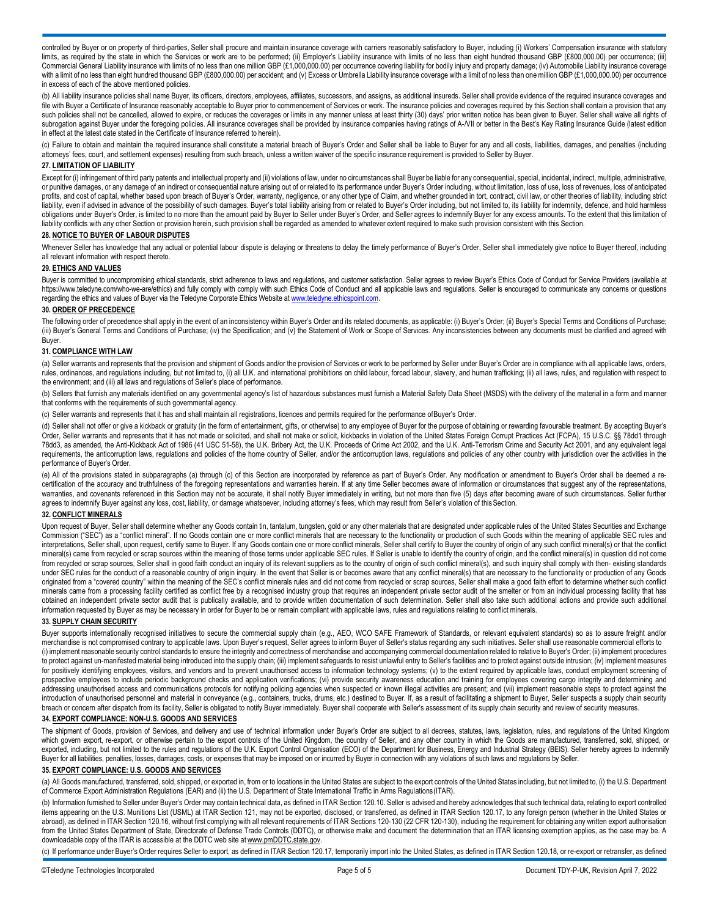controlled by Buyer or on property of third-parties, Seller shall procure and maintain insurance coverage with carriers reasonably satisfactory to Buyer, including (i) Workers' Compensation insurance with statutory limits, as required by the state in which the Services or work are to be performed; (ii) Employer's Liability insurance with limits of no less than eight hundred thousand GBP (£800,000.00) per occurrence; (iii) Commercial General Liability insurance with limits of no less than one million GBP (£1,000,000.00) per occurrence covering liability for bodily injury and property damage; (iv) Automobile Liability insurance coverage with a limit of no less than eight hundred thousand GBP (£800,000.00) per accident; and (v) Excess or Umbrella Liability insurance coverage with a limit of no less than one million GBP (£1,000,000.00) per occurrence in excess of each of the above mentioned policies.

(b) All liability insurance policies shall name Buyer, its officers, directors, employees, affiliates, successors, and assigns, as additional insureds. Seller shall provide evidence of the required insurance coverages and file with Buyer a Certificate of Insurance reasonably acceptable to Buyer prior to commencement of Services or work. The insurance policies and coverages required by this Section shall contain a provision that any such policies shall not be cancelled, allowed to expire, or reduces the coverages or limits in any manner unless at least thirty (30) days' prior written notice has been given to Buyer. Seller shall waive all rights of subrogation against Buyer under the foregoing policies. All insurance coverages shall be provided by insurance companies having ratings of A-/VII or better in the Best's Key Rating Insurance Guide (latest edition in effect at the latest date stated in the Certificate of Insurance referred to herein).

(c) Failure to obtain and maintain the required insurance shall constitute a material breach of Buyer's Order and Seller shall be liable to Buyer for any and all costs, liabilities, damages, and penalties (including attorneys' fees, court, and settlement expenses) resulting from such breach, unless a written waiver of the specific insurance requirement is provided to Seller by Buyer.

### 27. LIMITATION OF LIABILITY

Except for (i) infringement of third party patents and intellectual property and (ii) violations of law, under no circumstances shall Buyer be liable for any consequential, special, incidental, indirect, multiple, administrative, or punitive damages, or any damage of an indirect or consequential nature arising out of or related to its performance under Buyer's Order including, without limitation, loss of use, loss of revenues, loss of anticipated profits, and cost of capital, whether based upon breach of Buyer's Order, warranty, negligence, or any other type of Claim, and whether grounded in tort, contract, civil law, or other theories of liability, including strict liability, even if advised in advance of the possibility of such damages. Buyer's total liability arising from or related to Buyer's Order including, but not limited to, its liability for indemnity, defence, and hold harmless obligations under Buyer's Order, is limited to no more than the amount paid by Buyer to Seller under Buyer's Order, and Seller agrees to indemnify Buyer for any excess amounts. To the extent that this limitation of liability conflicts with any other Section or provision herein, such provision shall be regarded as amended to whatever extent required to make such provision consistent with this Section.

### 28. NOTICE TO BUYER OF LABOUR DISPUTES

Whenever Seller has knowledge that any actual or potential labour dispute is delaying or threatens to delay the timely performance of Buyer's Order, Seller shall immediately give notice to Buyer thereof, including all relevant information with respect thereto.

### 29. ETHICS AND VALUES

Buyer is committed to uncompromising ethical standards, strict adherence to laws and regulations, and customer satisfaction. Seller agrees to review Buyer's Ethics Code of Conduct for Service Providers (available at https://www.teledyne.com/who-we-are/ethics) and fully comply with comply with such Ethics Code of Conduct and all applicable laws and regulations. Seller is encouraged to communicate any concerns or questions regarding the ethics and values of Buyer via the Teledyne Corporate Ethics Website at www.teledyne.ethicspoint.com.

### 30. ORDER OF PRECEDENCE

The following order of precedence shall apply in the event of an inconsistency within Buyer's Order and its related documents, as applicable: (i) Buyer's Order; (ii) Buyer's Special Terms and Conditions of Purchase; (iii) Buyer's General Terms and Conditions of Purchase; (iv) the Specification; and (v) the Statement of Work or Scope of Services. Any inconsistencies between any documents must be clarified and agreed with Buyer.

### 31. COMPLIANCE WITH LAW

(a) Seller warrants and represents that the provision and shipment of Goods and/or the provision of Services or work to be performed by Seller under Buyer's Order are in compliance with all applicable laws, orders, rules, ordinances, and regulations including, but not limited to, (i) all U.K. and international prohibitions on child labour, forced labour, slavery, and human trafficking; (ii) all laws, rules, and regulation with respect to the environment; and (iii) all laws and regulations of Seller's place of performance.

(b) Sellers that furnish any materials identified on any governmental agency's list of hazardous substances must furnish a Material Safety Data Sheet (MSDS) with the delivery of the material in a form and manner that conforms with the requirements of such governmental agency.

(c) Seller warrants and represents that it has and shall maintain all registrations, licences and permits required for the performance ofBuyer's Order.

(d) Seller shall not offer or give a kickback or gratuity (in the form of entertainment, gifts, or otherwise) to any employee of Buyer for the purpose of obtaining or rewarding favourable treatment. By accepting Buyer's Order, Seller warrants and represents that it has not made or solicited, and shall not make or solicit, kickbacks in violation of the United States Foreign Corrupt Practices Act (FCPA), 15 U.S.C. §§ 78dd1 through 78dd3, as amended, the Anti-Kickback Act of 1986 (41 USC 51-58), the U.K. Bribery Act, the U.K. Proceeds of Crime Act 2002, and the U.K. Anti-Terrorism Crime and Security Act 2001, and any equivalent legal requirements, the anticorruption laws, regulations and policies of the home country of Seller, and/or the anticorruption laws, regulations and policies of any other country with jurisdiction over the activities in the performance of Buyer's Order.

(e) All of the provisions stated in subparagraphs (a) through (c) of this Section are incorporated by reference as part of Buyer's Order. Any modification or amendment to Buyer's Order shall be deemed a re-certification of the accuracy and truthfulness of the foregoing representations and warranties herein. If at any time Seller becomes aware of information or circumstances that suggest any of the representations, warranties, and covenants referenced in this Section may not be accurate, it shall notify Buyer immediately in writing, but not more than five (5) days after becoming aware of such circumstances. Seller further agrees to indemnify Buyer against any loss, cost, liability, or damage whatsoever, including attorney's fees, which may result from Seller's violation of this Section.

### 32. CONFLICT MINERALS

Upon request of Buyer, Seller shall determine whether any Goods contain tin, tantalum, tungsten, gold or any other materials that are designated under applicable rules of the United States Securities and Exchange Commission ("SEC") as a "conflict mineral". If no Goods contain one or more conflict minerals that are necessary to the functionality or production of such Goods within the meaning of applicable SEC rules and interpretations, Seller shall, upon request, certify same to Buyer. If any Goods contain one or more conflict minerals, Seller shall certify to Buyer the country of origin of any such conflict mineral(s) or that the conflict mineral(s) came from recycled or scrap sources within the meaning of those terms under applicable SEC rules. If Seller is unable to identify the country of origin, and the conflict mineral(s) in question did not come from recycled or scrap sources, Seller shall in good faith conduct an inquiry of its relevant suppliers as to the country of origin of such conflict mineral(s), and such inquiry shall comply with then- existing standards under SEC rules for the conduct of a reasonable country of origin inquiry. In the event that Seller is or becomes aware that any conflict mineral(s) that are necessary to the functionality or production of any Goods originated from a "covered country" within the meaning of the SEC's conflict minerals rules and did not come from recycled or scrap sources, Seller shall make a good faith effort to determine whether such conflict minerals came from a processing facility certified as conflict free by a recognised industry group that requires an independent private sector audit of the smelter or from an individual processing facility that has obtained an independent private sector audit that is publically available, and to provide written documentation of such determination. Seller shall also take such additional actions and provide such additional information requested by Buyer as may be necessary in order for Buyer to be or remain compliant with applicable laws, rules and regulations relating to conflict minerals.

### 33. SUPPLY CHAIN SECURITY

Buyer supports internationally recognised initiatives to secure the commercial supply chain (e.g., AEO, WCO SAFE Framework of Standards, or relevant equivalent standards) so as to assure freight and/or merchandise is not compromised contrary to applicable laws. Upon Buyer's request, Seller agrees to inform Buyer of Seller's status regarding any such initiatives. Seller shall use reasonable commercial efforts to (i) implement reasonable security control standards to ensure the integrity and correctness of merchandise and accompanying commercial documentation related to relative to Buyer's Order; (ii) implement procedures to protect against un-manifested material being introduced into the supply chain; (iii) implement safeguards to resist unlawful entry to Seller's facilities and to protect against outside intrusion; (iv) implement measures for positively identifying employees, visitors, and vendors and to prevent unauthorised access to information technology systems; (v) to the extent required by applicable laws, conduct employment screening of prospective employees to include periodic background checks and application verifications; (vi) provide security awareness education and training for employees covering cargo integrity and determining and addressing unauthorised access and communications protocols for notifying policing agencies when suspected or known illegal activities are present; and (vii) implement reasonable steps to protect against the introduction of unauthorised personnel and material in conveyance (e.g., containers, trucks, drums, etc.) destined to Buyer. If, as a result of facilitating a shipment to Buyer, Seller suspects a supply chain security breach or concern after dispatch from its facility, Seller is obligated to notify Buyer immediately. Buyer shall cooperate with Seller's assessment of its supply chain security and review of security measures.

### 34. EXPORT COMPLIANCE: NON-U.S. GOODS AND SERVICES

The shipment of Goods, provision of Services, and delivery and use of technical information under Buyer's Order are subject to all decrees, statutes, laws, legislation, rules, and regulations of the United Kingdom which govern export, re-export, or otherwise pertain to the export controls of the United Kingdom, the country of Seller, and any other country in which the Goods are manufactured, transferred, sold, shipped, or exported, including, but not limited to the rules and regulations of the U.K. Export Control Organisation (ECO) of the Department for Business, Energy and Industrial Strategy (BEIS). Seller hereby agrees to indemnify Buyer for all liabilities, penalties, losses, damages, costs, or expenses that may be imposed on or incurred by Buyer in connection with any violations of such laws and regulations by Seller.

### 35. EXPORT COMPLIANCE: U.S. GOODS AND SERVICES

(a) All Goods manufactured, transferred, sold, shipped, or exported in, from or to locations in the United States are subject to the export controls of the United States including, but not limited to, (i) the U.S. Department of Commerce Export Administration Regulations (EAR) and (ii) the U.S. Department of State International Traffic in Arms Regulations (ITAR).

(b) Information furnished to Seller under Buyer's Order may contain technical data, as defined in ITAR Section 120.10. Seller is advised and hereby acknowledges that such technical data, relating to export controlled items appearing on the U.S. Munitions List (USML) at ITAR Section 121, may not be exported, disclosed, or transferred, as defined in ITAR Section 120.17, to any foreign person (whether in the United States or abroad), as defined in ITAR Section 120.16, without first complying with all relevant requirements of ITAR Sections 120-130 (22 CFR 120-130), including the requirement for obtaining any written export authorisation from the United States Department of State, Directorate of Defense Trade Controls (DDTC), or otherwise make and document the determination that an ITAR licensing exemption applies, as the case may be. A downloadable copy of the ITAR is accessible at the DDTC web site at www.pmDDTC.state.gov.

(c) If performance under Buyer's Order requires Seller to export, as defined in ITAR Section 120.17, temporarily import into the United States, as defined in ITAR Section 120.18, or re-export or retransfer, as defined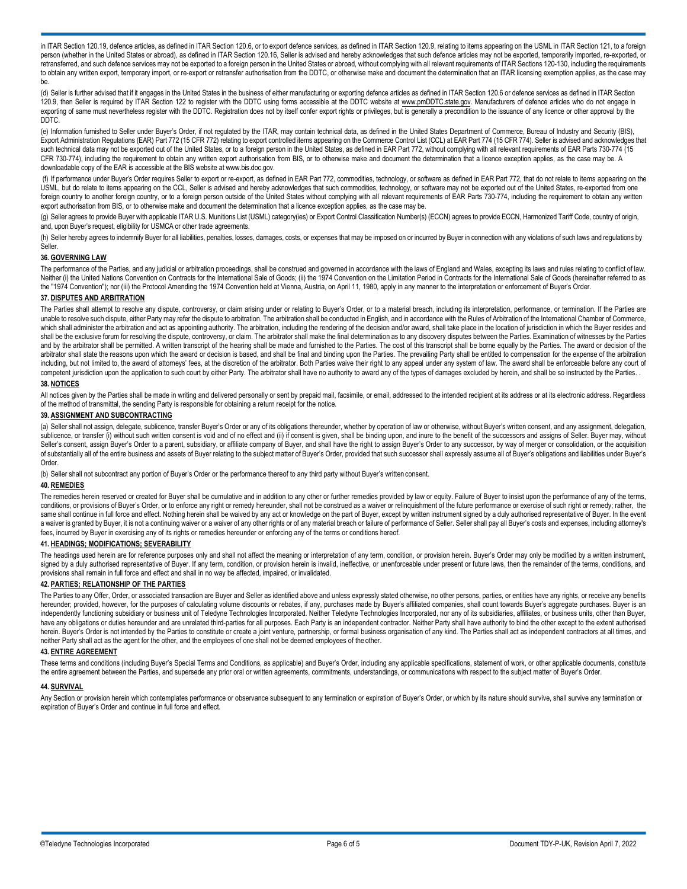in ITAR Section 120.19, defence articles, as defined in ITAR Section 120.6, or to export defence services, as defined in ITAR Section 120.9, relating to items appearing on the USML in ITAR Section 121, to a foreign person (whether in the United States or abroad), as defined in ITAR Section 120.16, Seller is advised and hereby acknowledges that such defence articles may not be exported, temporarily imported, re-exported, or retransferred, and such defence services may not be exported to a foreign person in the United States or abroad, without complying with all relevant requirements of ITAR Sections 120-130, including the requirements to obtain any written export, temporary import, or re-export or retransfer authorisation from the DDTC, or otherwise make and document the determination that an ITAR licensing exemption applies, as the case may be.

(d) Seller is further advised that if it engages in the United States in the business of either manufacturing or exporting defence articles as defined in ITAR Section 120.6 or defence services as defined in ITAR Section 120.9, then Seller is required by ITAR Section 122 to register with the DDTC using forms accessible at the DDTC website at www.pmDDTC.state.gov. Manufacturers of defence articles who do not engage in exporting of same must nevertheless register with the DDTC. Registration does not by itself confer export rights or privileges, but is generally a precondition to the issuance of any licence or other approval by the DDTC.

(e) Information furnished to Seller under Buyer's Order, if not regulated by the ITAR, may contain technical data, as defined in the United States Department of Commerce, Bureau of Industry and Security (BIS), Export Administration Regulations (EAR) Part 772 (15 CFR 772) relating to export controlled items appearing on the Commerce Control List (CCL) at EAR Part 774 (15 CFR 774). Seller is advised and acknowledges that such technical data may not be exported out of the United States, or to a foreign person in the United States, as defined in EAR Part 772, without complying with all relevant requirements of EAR Parts 730-774 (15 CFR 730-774), including the requirement to obtain any written export authorisation from BIS, or to otherwise make and document the determination that a licence exception applies, as the case may be. A downloadable copy of the EAR is accessible at the BIS website at www.bis.doc.gov.

(f) If performance under Buyer's Order requires Seller to export or re-export, as defined in EAR Part 772, commodities, technology, or software as defined in EAR Part 772, that do not relate to items appearing on the USML, but do relate to items appearing on the CCL, Seller is advised and hereby acknowledges that such commodities, technology, or software may not be exported out of the United States, re-exported from one foreign country to another foreign country, or to a foreign person outside of the United States without complying with all relevant requirements of EAR Parts 730-774, including the requirement to obtain any written export authorisation from BIS, or to otherwise make and document the determination that a licence exception applies, as the case may be.

(g) Seller agrees to provide Buyer with applicable ITAR U.S. Munitions List (USML) category(ies) or Export Control Classification Number(s) (ECCN) agrees to provide ECCN, Harmonized Tariff Code, country of origin, and, upon Buyer's request, eligibility for USMCA or other trade agreements.

(h) Seller hereby agrees to indemnify Buyer for all liabilities, penalties, losses, damages, costs, or expenses that may be imposed on or incurred by Buyer in connection with any violations of such laws and regulations by Seller.

### 36. GOVERNING LAW

The performance of the Parties, and any judicial or arbitration proceedings, shall be construed and governed in accordance with the laws of England and Wales, excepting its laws and rules relating to conflict of law. Neither (i) the United Nations Convention on Contracts for the International Sale of Goods; (ii) the 1974 Convention on the Limitation Period in Contracts for the International Sale of Goods (hereinafter referred to as the "1974 Convention"); nor (iii) the Protocol Amending the 1974 Convention held at Vienna, Austria, on April 11, 1980, apply in any manner to the interpretation or enforcement of Buyer's Order.

### 37. DISPUTES AND ARBITRATION

The Parties shall attempt to resolve any dispute, controversy, or claim arising under or relating to Buyer's Order, or to a material breach, including its interpretation, performance, or termination. If the Parties are unable to resolve such dispute, either Party may refer the dispute to arbitration. The arbitration shall be conducted in English, and in accordance with the Rules of Arbitration of the International Chamber of Commerce, which shall administer the arbitration and act as appointing authority. The arbitration, including the rendering of the decision and/or award, shall take place in the location of jurisdiction in which the Buyer resides and shall be the exclusive forum for resolving the dispute, controversy, or claim. The arbitrator shall make the final determination as to any discovery disputes between the Parties. Examination of witnesses by the Parties and by the arbitrator shall be permitted. A written transcript of the hearing shall be made and furnished to the Parties. The cost of this transcript shall be borne equally by the Parties. The award or decision of the arbitrator shall state the reasons upon which the award or decision is based, and shall be final and binding upon the Parties. The prevailing Party shall be entitled to compensation for the expense of the arbitration including, but not limited to, the award of attorneys' fees, at the discretion of the arbitrator. Both Parties waive their right to any appeal under any system of law. The award shall be enforceable before any court of competent jurisdiction upon the application to such court by either Party. The arbitrator shall have no authority to award any of the types of damages excluded by herein, and shall be so instructed by the Parties. .

### 38. NOTICES

All notices given by the Parties shall be made in writing and delivered personally or sent by prepaid mail, facsimile, or email, addressed to the intended recipient at its address or at its electronic address. Regardless of the method of transmittal, the sending Party is responsible for obtaining a return receipt for the notice.

### 39. ASSIGNMENT AND SUBCONTRACTING

(a) Seller shall not assign, delegate, sublicence, transfer Buyer's Order or any of its obligations thereunder, whether by operation of law or otherwise, without Buyer's written consent, and any assignment, delegation, sublicence, or transfer (i) without such written consent is void and of no effect and (ii) if consent is given, shall be binding upon, and inure to the benefit of the successors and assigns of Seller. Buyer may, without Seller's consent, assign Buyer's Order to a parent, subsidiary, or affiliate company of Buyer, and shall have the right to assign Buyer's Order to any successor, by way of merger or consolidation, or the acquisition of substantially all of the entire business and assets of Buyer relating to the subject matter of Buyer's Order, provided that such successor shall expressly assume all of Buyer's obligations and liabilities under Buyer's Order.

(b) Seller shall not subcontract any portion of Buyer's Order or the performance thereof to any third party without Buyer's written consent.

### 40. REMEDIES

The remedies herein reserved or created for Buyer shall be cumulative and in addition to any other or further remedies provided by law or equity. Failure of Buyer to insist upon the performance of any of the terms, conditions, or provisions of Buyer's Order, or to enforce any right or remedy hereunder, shall not be construed as a waiver or relinquishment of the future performance or exercise of such right or remedy; rather, the same shall continue in full force and effect. Nothing herein shall be waived by any act or knowledge on the part of Buyer, except by written instrument signed by a duly authorised representative of Buyer. In the event a waiver is granted by Buyer, it is not a continuing waiver or a waiver of any other rights or of any material breach or failure of performance of Seller. Seller shall pay all Buyer's costs and expenses, including attorney's fees, incurred by Buyer in exercising any of its rights or remedies hereunder or enforcing any of the terms or conditions hereof.

### 41. HEADINGS; MODIFICATIONS; SEVERABILITY

The headings used herein are for reference purposes only and shall not affect the meaning or interpretation of any term, condition, or provision herein. Buyer's Order may only be modified by a written instrument, signed by a duly authorised representative of Buyer. If any term, condition, or provision herein is invalid, ineffective, or unenforceable under present or future laws, then the remainder of the terms, conditions, and provisions shall remain in full force and effect and shall in no way be affected, impaired, or invalidated.

### 42. PARTIES; RELATIONSHIP OF THE PARTIES

The Parties to any Offer, Order, or associated transaction are Buyer and Seller as identified above and unless expressly stated otherwise, no other persons, parties, or entities have any rights, or receive any benefits hereunder; provided, however, for the purposes of calculating volume discounts or rebates, if any, purchases made by Buyer's affiliated companies, shall count towards Buyer's aggregate purchases. Buyer is an independently functioning subsidiary or business unit of Teledyne Technologies Incorporated. Neither Teledyne Technologies Incorporated, nor any of its subsidiaries, affiliates, or business units, other than Buyer, have any obligations or duties hereunder and are unrelated third-parties for all purposes. Each Party is an independent contractor. Neither Party shall have authority to bind the other except to the extent authorised herein. Buyer's Order is not intended by the Parties to constitute or create a joint venture, partnership, or formal business organisation of any kind. The Parties shall act as independent contractors at all times, and neither Party shall act as the agent for the other, and the employees of one shall not be deemed employees of the other.

### 43. ENTIRE AGREEMENT

These terms and conditions (including Buyer's Special Terms and Conditions, as applicable) and Buyer's Order, including any applicable specifications, statement of work, or other applicable documents, constitute the entire agreement between the Parties, and supersede any prior oral or written agreements, commitments, understandings, or communications with respect to the subject matter of Buyer's Order.

### 44. SURVIVAL

Any Section or provision herein which contemplates performance or observance subsequent to any termination or expiration of Buyer's Order, or which by its nature should survive, shall survive any termination or expiration of Buyer's Order and continue in full force and effect.